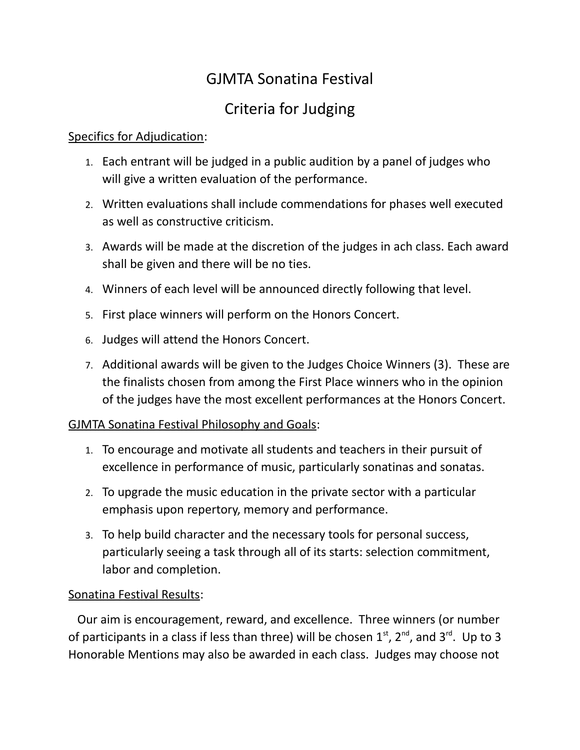# GJMTA Sonatina Festival

## Criteria for Judging

Specifics for Adjudication:

1. Each entrant will be judged in a public audition by a panel of judges who will give a written evaluation of the performance.
2. Written evaluations shall include commendations for phases well executed as well as constructive criticism.
3. Awards will be made at the discretion of the judges in ach class. Each award shall be given and there will be no ties.
4. Winners of each level will be announced directly following that level.
5. First place winners will perform on the Honors Concert.
6. Judges will attend the Honors Concert.
7. Additional awards will be given to the Judges Choice Winners (3). These are the finalists chosen from among the First Place winners who in the opinion of the judges have the most excellent performances at the Honors Concert.

GJMTA Sonatina Festival Philosophy and Goals:

1. To encourage and motivate all students and teachers in their pursuit of excellence in performance of music, particularly sonatinas and sonatas.
2. To upgrade the music education in the private sector with a particular emphasis upon repertory, memory and performance.
3. To help build character and the necessary tools for personal success, particularly seeing a task through all of its starts: selection commitment, labor and completion.

Sonatina Festival Results:

Our aim is encouragement, reward, and excellence. Three winners (or number of participants in a class if less than three) will be chosen 1st, 2nd, and 3rd. Up to 3 Honorable Mentions may also be awarded in each class. Judges may choose not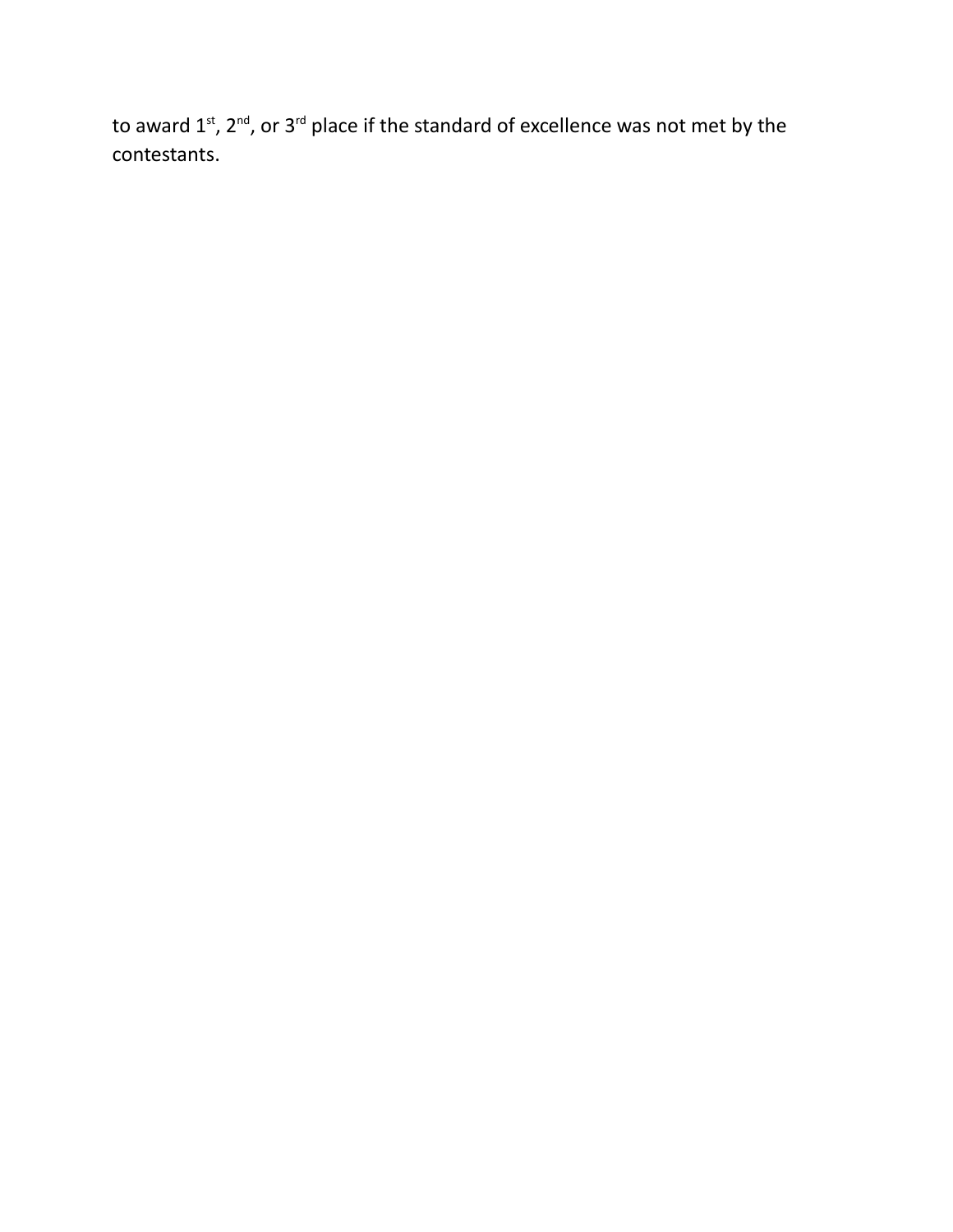to award 1st, 2nd, or 3rd place if the standard of excellence was not met by the contestants.